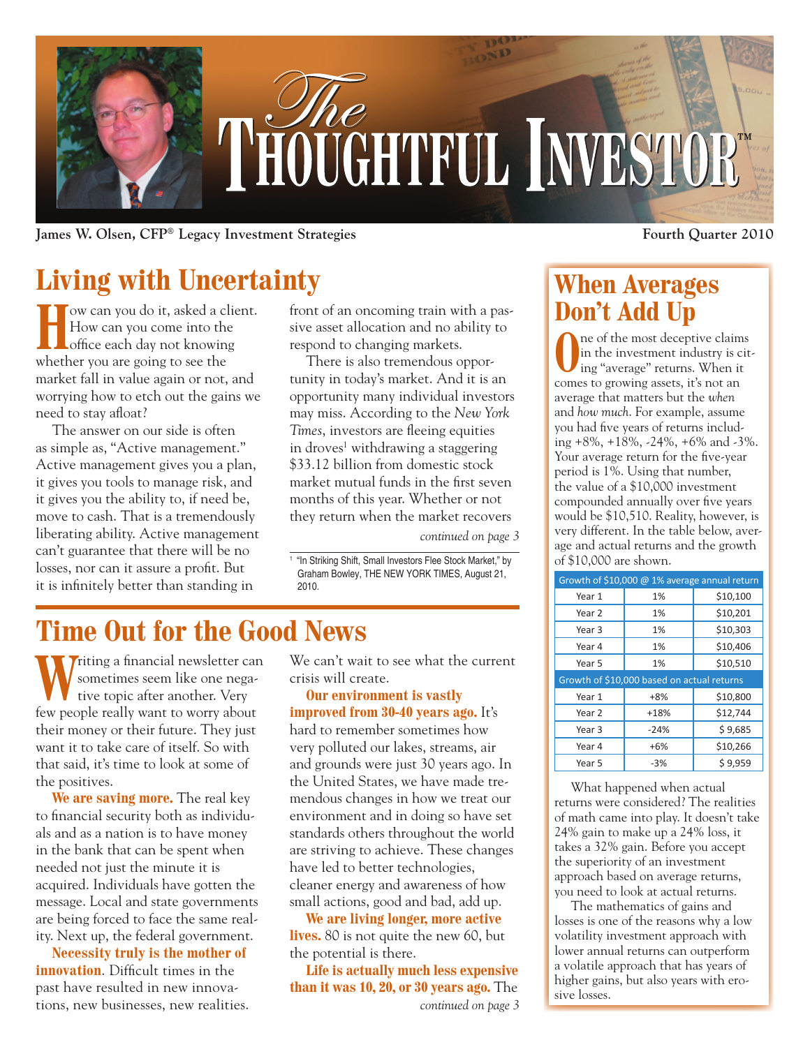# The Thoughtful Investor™

**James W. Olsen, CFP® Legacy Investment Strategies** **Fourth Quarter 2010**

## Living with Uncertainty

How can you do it, asked a client. How can you come into the office each day not knowing whether you are going to see the market fall in value again or not, and worrying how to etch out the gains we need to stay afloat?

The answer on our side is often as simple as, "Active management." Active management gives you a plan, it gives you tools to manage risk, and it gives you the ability to, if need be, move to cash. That is a tremendously liberating ability. Active management can't guarantee that there will be no losses, nor can it assure a profit. But it is infinitely better than standing in front of an oncoming train with a passive asset allocation and no ability to respond to changing markets.

There is also tremendous opportunity in today's market. And it is an opportunity many individual investors may miss. According to the *New York Times*, investors are fleeing equities in droves[1] withdrawing a staggering $33.12 billion from domestic stock market mutual funds in the first seven months of this year. Whether or not they return when the market recovers

*continued on page 3*

[1] "In Striking Shift, Small Investors Flee Stock Market," by Graham Bowley, THE NEW YORK TIMES, August 21, 2010.

## Time Out for the Good News

Writing a financial newsletter can sometimes seem like one negative topic after another. Very few people really want to worry about their money or their future. They just want it to take care of itself. So with that said, it's time to look at some of the positives.

**We are saving more.** The real key to financial security both as individuals and as a nation is to have money in the bank that can be spent when needed not just the minute it is acquired. Individuals have gotten the message. Local and state governments are being forced to face the same reality. Next up, the federal government.

**Necessity truly is the mother of innovation**. Difficult times in the past have resulted in new innovations, new businesses, new realities. We can't wait to see what the current crisis will create.

**Our environment is vastly improved from 30-40 years ago.** It's hard to remember sometimes how very polluted our lakes, streams, air and grounds were just 30 years ago. In the United States, we have made tremendous changes in how we treat our environment and in doing so have set standards others throughout the world are striving to achieve. These changes have led to better technologies, cleaner energy and awareness of how small actions, good and bad, add up.

**We are living longer, more active lives.** 80 is not quite the new 60, but the potential is there.

**Life is actually much less expensive than it was 10, 20, or 30 years ago.** The

*continued on page 3*

## When Averages Don't Add Up

One of the most deceptive claims in the investment industry is citing "average" returns. When it comes to growing assets, it's not an average that matters but the *when* and *how much*. For example, assume you had five years of returns including +8%, +18%, -24%, +6% and -3%. Your average return for the five-year period is 1%. Using that number, the value of a $10,000 investment compounded annually over five years would be $10,510. Reality, however, is very different. In the table below, average and actual returns and the growth of $10,000 are shown.

| Growth of $10,000 @ 1% average annual return | | |
|---|---|---|
| Year 1 | 1% | $10,100 |
| Year 2 | 1% | $10,201 |
| Year 3 | 1% | $10,303 |
| Year 4 | 1% | $10,406 |
| Year 5 | 1% | $10,510 |
| **Growth of $10,000 based on actual returns** | | |
| Year 1 | +8% | $10,800 |
| Year 2 | +18% | $12,744 |
| Year 3 | -24% | $ 9,685 |
| Year 4 | +6% | $10,266 |
| Year 5 | -3% | $ 9,959 |

What happened when actual returns were considered? The realities of math came into play. It doesn't take 24% gain to make up a 24% loss, it takes a 32% gain. Before you accept the superiority of an investment approach based on average returns, you need to look at actual returns.

The mathematics of gains and losses is one of the reasons why a low volatility investment approach with lower annual returns can outperform a volatile approach that has years of higher gains, but also years with erosive losses.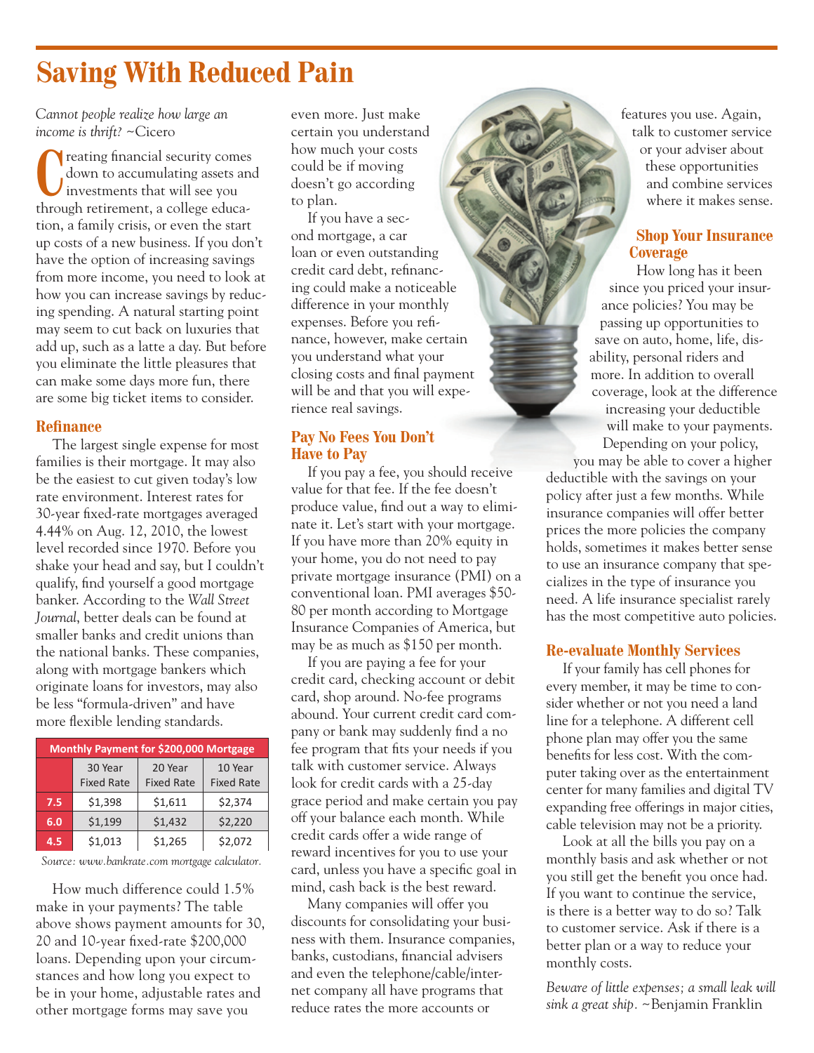# Saving With Reduced Pain

*Cannot people realize how large an income is thrift?* ~Cicero

Creating financial security comes down to accumulating assets and investments that will see you through retirement, a college education, a family crisis, or even the start up costs of a new business. If you don't have the option of increasing savings from more income, you need to look at how you can increase savings by reducing spending. A natural starting point may seem to cut back on luxuries that add up, such as a latte a day. But before you eliminate the little pleasures that can make some days more fun, there are some big ticket items to consider.

## Refinance

The largest single expense for most families is their mortgage. It may also be the easiest to cut given today's low rate environment. Interest rates for 30-year fixed-rate mortgages averaged 4.44% on Aug. 12, 2010, the lowest level recorded since 1970. Before you shake your head and say, but I couldn't qualify, find yourself a good mortgage banker. According to the *Wall Street Journal*, better deals can be found at smaller banks and credit unions than the national banks. These companies, along with mortgage bankers which originate loans for investors, may also be less "formula-driven" and have more flexible lending standards.

| Monthly Payment for $200,000 Mortgage | | | |
|---|---|---|---|
| | 30 Year Fixed Rate | 20 Year Fixed Rate | 10 Year Fixed Rate |
| 7.5 | $1,398 | $1,611 | $2,374 |
| 6.0 | $1,199 | $1,432 | $2,220 |
| 4.5 | $1,013 | $1,265 | $2,072 |

*Source: www.bankrate.com mortgage calculator.*

How much difference could 1.5% make in your payments? The table above shows payment amounts for 30, 20 and 10-year fixed-rate $200,000 loans. Depending upon your circumstances and how long you expect to be in your home, adjustable rates and other mortgage forms may save you even more. Just make certain you understand how much your costs could be if moving doesn't go according to plan.

If you have a second mortgage, a car loan or even outstanding credit card debt, refinancing could make a noticeable difference in your monthly expenses. Before you refinance, however, make certain you understand what your closing costs and final payment will be and that you will experience real savings.

## Pay No Fees You Don't Have to Pay

If you pay a fee, you should receive value for that fee. If the fee doesn't produce value, find out a way to eliminate it. Let's start with your mortgage. If you have more than 20% equity in your home, you do not need to pay private mortgage insurance (PMI) on a conventional loan. PMI averages $50-80 per month according to Mortgage Insurance Companies of America, but may be as much as $150 per month.

If you are paying a fee for your credit card, checking account or debit card, shop around. No-fee programs abound. Your current credit card company or bank may suddenly find a no fee program that fits your needs if you talk with customer service. Always look for credit cards with a 25-day grace period and make certain you pay off your balance each month. While credit cards offer a wide range of reward incentives for you to use your card, unless you have a specific goal in mind, cash back is the best reward.

Many companies will offer you discounts for consolidating your business with them. Insurance companies, banks, custodians, financial advisers and even the telephone/cable/internet company all have programs that reduce rates the more accounts or features you use. Again, talk to customer service or your adviser about these opportunities and combine services where it makes sense.

## Shop Your Insurance Coverage

How long has it been since you priced your insurance policies? You may be passing up opportunities to save on auto, home, life, disability, personal riders and more. In addition to overall coverage, look at the difference increasing your deductible will make to your payments. Depending on your policy, you may be able to cover a higher deductible with the savings on your policy after just a few months. While insurance companies will offer better prices the more policies the company holds, sometimes it makes better sense to use an insurance company that specializes in the type of insurance you need. A life insurance specialist rarely has the most competitive auto policies.

## Re-evaluate Monthly Services

If your family has cell phones for every member, it may be time to consider whether or not you need a land line for a telephone. A different cell phone plan may offer you the same benefits for less cost. With the computer taking over as the entertainment center for many families and digital TV expanding free offerings in major cities, cable television may not be a priority.

Look at all the bills you pay on a monthly basis and ask whether or not you still get the benefit you once had. If you want to continue the service, is there is a better way to do so? Talk to customer service. Ask if there is a better plan or a way to reduce your monthly costs.

*Beware of little expenses; a small leak will sink a great ship.* ~Benjamin Franklin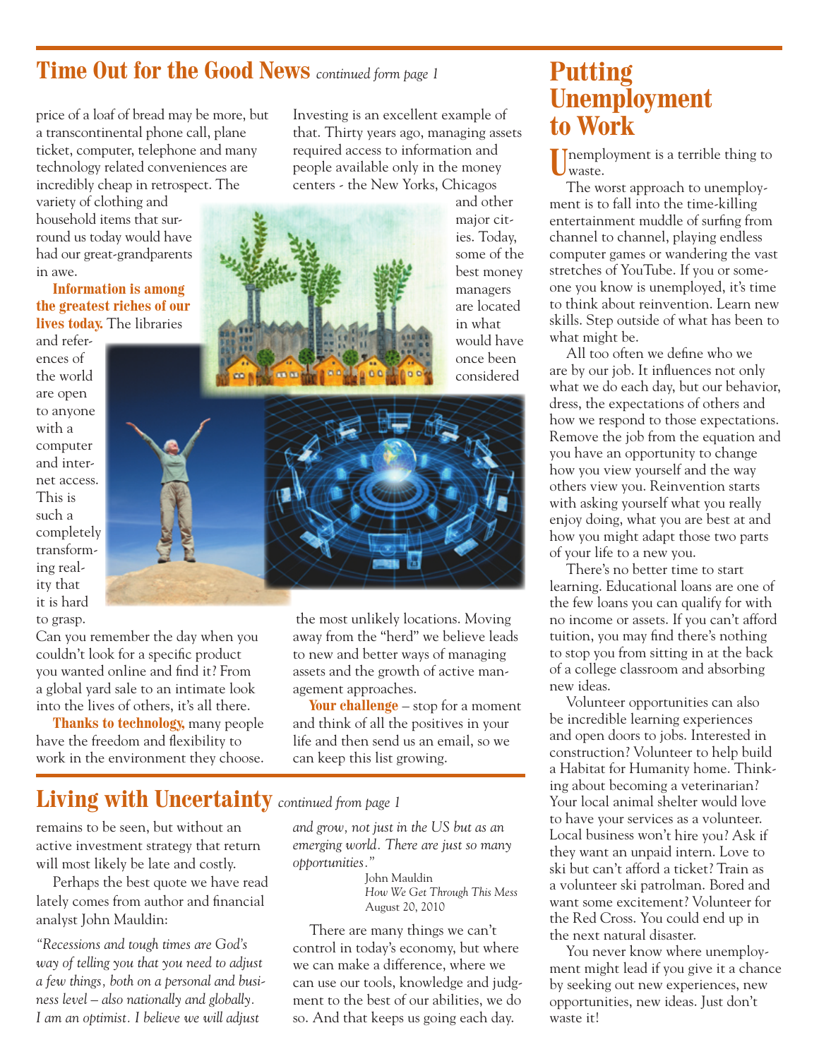## Time Out for the Good News *continued form page 1*

price of a loaf of bread may be more, but a transcontinental phone call, plane ticket, computer, telephone and many technology related conveniences are incredibly cheap in retrospect. The variety of clothing and household items that surround us today would have had our great-grandparents in awe.

**Information is among the greatest riches of our lives today.** The libraries and references of the world are open to anyone with a computer and internet access. This is such a completely transforming reality that it is hard to grasp. Can you remember the day when you couldn't look for a specific product you wanted online and find it? From a global yard sale to an intimate look into the lives of others, it's all there.

**Thanks to technology,** many people have the freedom and flexibility to work in the environment they choose. Investing is an excellent example of that. Thirty years ago, managing assets required access to information and people available only in the money centers - the New Yorks, Chicagos and other major cities. Today, some of the best money managers are located in what would have once been considered the most unlikely locations. Moving away from the "herd" we believe leads to new and better ways of managing assets and the growth of active management approaches.

**Your challenge** – stop for a moment and think of all the positives in your life and then send us an email, so we can keep this list growing.

## Living with Uncertainty *continued from page 1*

remains to be seen, but without an active investment strategy that return will most likely be late and costly.

Perhaps the best quote we have read lately comes from author and financial analyst John Mauldin:

*"Recessions and tough times are God's way of telling you that you need to adjust a few things, both on a personal and business level – also nationally and globally. I am an optimist. I believe we will adjust and grow, not just in the US but as an emerging world. There are just so many opportunities."*

John Mauldin
*How We Get Through This Mess*
August 20, 2010

There are many things we can't control in today's economy, but where we can make a difference, where we can use our tools, knowledge and judgment to the best of our abilities, we do so. And that keeps us going each day.

## Putting Unemployment to Work

Unemployment is a terrible thing to waste.

The worst approach to unemployment is to fall into the time-killing entertainment muddle of surfing from channel to channel, playing endless computer games or wandering the vast stretches of YouTube. If you or someone you know is unemployed, it's time to think about reinvention. Learn new skills. Step outside of what has been to what might be.

All too often we define who we are by our job. It influences not only what we do each day, but our behavior, dress, the expectations of others and how we respond to those expectations. Remove the job from the equation and you have an opportunity to change how you view yourself and the way others view you. Reinvention starts with asking yourself what you really enjoy doing, what you are best at and how you might adapt those two parts of your life to a new you.

There's no better time to start learning. Educational loans are one of the few loans you can qualify for with no income or assets. If you can't afford tuition, you may find there's nothing to stop you from sitting in at the back of a college classroom and absorbing new ideas.

Volunteer opportunities can also be incredible learning experiences and open doors to jobs. Interested in construction? Volunteer to help build a Habitat for Humanity home. Thinking about becoming a veterinarian? Your local animal shelter would love to have your services as a volunteer. Local business won't hire you? Ask if they want an unpaid intern. Love to ski but can't afford a ticket? Train as a volunteer ski patrolman. Bored and want some excitement? Volunteer for the Red Cross. You could end up in the next natural disaster.

You never know where unemployment might lead if you give it a chance by seeking out new experiences, new opportunities, new ideas. Just don't waste it!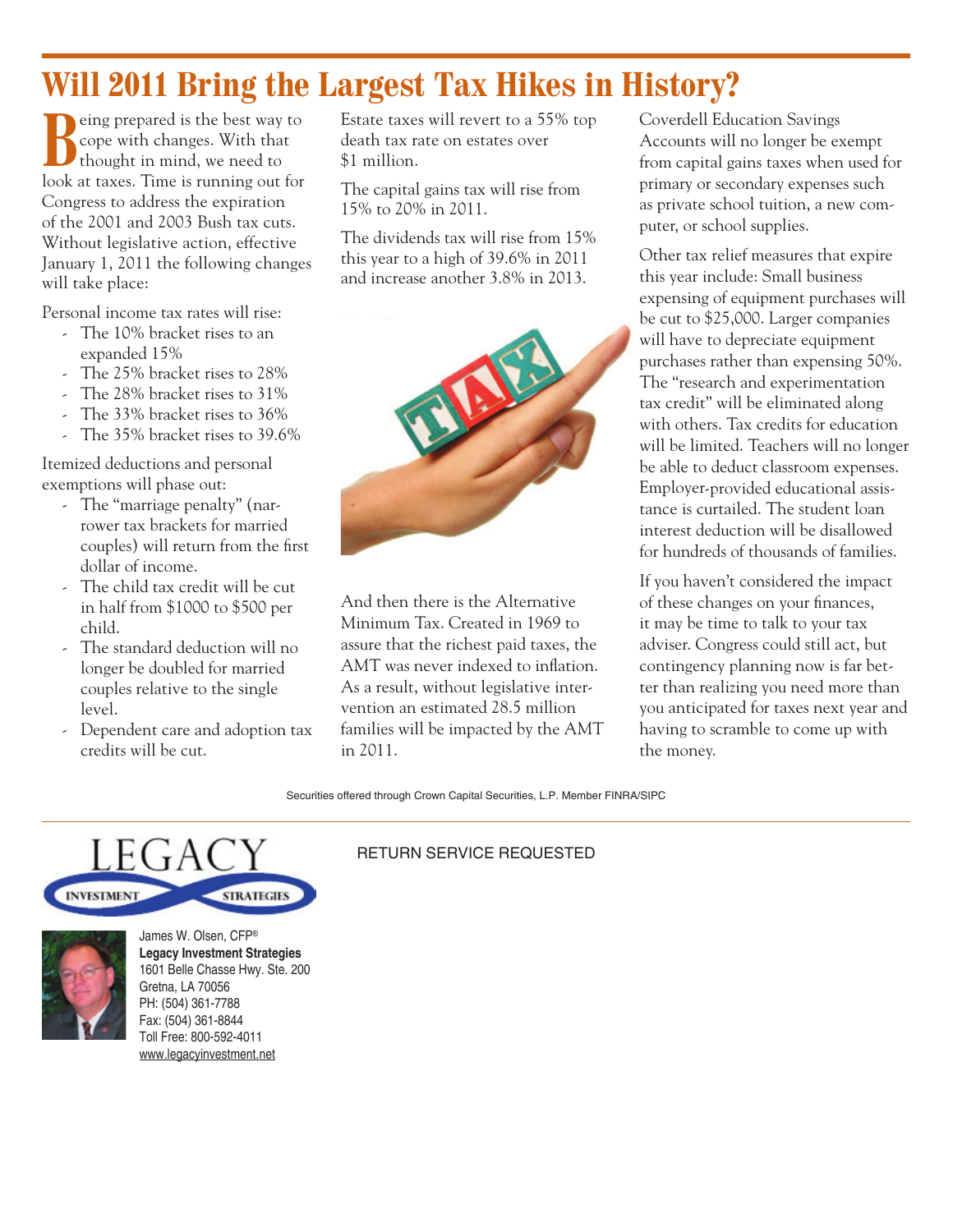# Will 2011 Bring the Largest Tax Hikes in History?

Being prepared is the best way to cope with changes. With that thought in mind, we need to look at taxes. Time is running out for Congress to address the expiration of the 2001 and 2003 Bush tax cuts. Without legislative action, effective January 1, 2011 the following changes will take place:

Personal income tax rates will rise:

- The 10% bracket rises to an expanded 15%
- The 25% bracket rises to 28%
- The 28% bracket rises to 31%
- The 33% bracket rises to 36%
- The 35% bracket rises to 39.6%

Itemized deductions and personal exemptions will phase out:

- The "marriage penalty" (narrower tax brackets for married couples) will return from the first dollar of income.
- The child tax credit will be cut in half from $1000 to $500 per child.
- The standard deduction will no longer be doubled for married couples relative to the single level.
- Dependent care and adoption tax credits will be cut.

Estate taxes will revert to a 55% top death tax rate on estates over $1 million.

The capital gains tax will rise from 15% to 20% in 2011.

The dividends tax will rise from 15% this year to a high of 39.6% in 2011 and increase another 3.8% in 2013.

And then there is the Alternative Minimum Tax. Created in 1969 to assure that the richest paid taxes, the AMT was never indexed to inflation. As a result, without legislative intervention an estimated 28.5 million families will be impacted by the AMT in 2011.

Coverdell Education Savings Accounts will no longer be exempt from capital gains taxes when used for primary or secondary expenses such as private school tuition, a new computer, or school supplies.

Other tax relief measures that expire this year include: Small business expensing of equipment purchases will be cut to $25,000. Larger companies will have to depreciate equipment purchases rather than expensing 50%. The "research and experimentation tax credit" will be eliminated along with others. Tax credits for education will be limited. Teachers will no longer be able to deduct classroom expenses. Employer-provided educational assistance is curtailed. The student loan interest deduction will be disallowed for hundreds of thousands of families.

If you haven't considered the impact of these changes on your finances, it may be time to talk to your tax adviser. Congress could still act, but contingency planning now is far better than realizing you need more than you anticipated for taxes next year and having to scramble to come up with the money.

Securities offered through Crown Capital Securities, L.P. Member FINRA/SIPC

LEGACY INVESTMENT STRATEGIES

RETURN SERVICE REQUESTED

James W. Olsen, CFP®
**Legacy Investment Strategies**
1601 Belle Chasse Hwy. Ste. 200
Gretna, LA 70056
PH: (504) 361-7788
Fax: (504) 361-8844
Toll Free: 800-592-4011
www.legacyinvestment.net